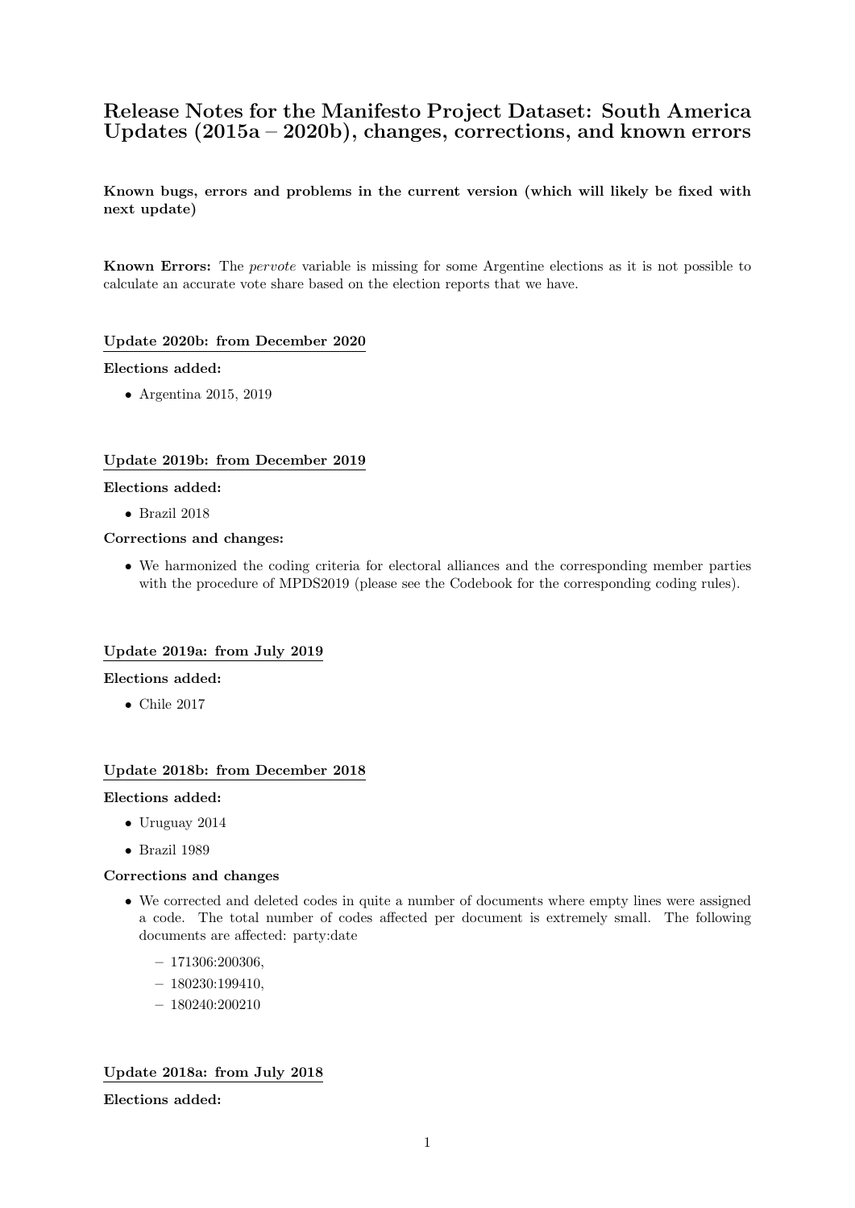# Release Notes for the Manifesto Project Dataset: South America Updates (2015a – 2020b), changes, corrections, and known errors

**Known bugs, errors and problems in the current version (which will likely be fixed with next update)**

**Known Errors:** The *pervote* variable is missing for some Argentine elections as it is not possible to calculate an accurate vote share based on the election reports that we have.

## Update 2020b: from December 2020

**Elections added:**

- Argentina 2015, 2019

## Update 2019b: from December 2019

**Elections added:**

- Brazil 2018

**Corrections and changes:**

- We harmonized the coding criteria for electoral alliances and the corresponding member parties with the procedure of MPDS2019 (please see the Codebook for the corresponding coding rules).

## Update 2019a: from July 2019

**Elections added:**

- Chile 2017

## Update 2018b: from December 2018

**Elections added:**

- Uruguay 2014
- Brazil 1989

**Corrections and changes**

- We corrected and deleted codes in quite a number of documents where empty lines were assigned a code. The total number of codes affected per document is extremely small. The following documents are affected: party:date
  - 171306:200306,
  - 180230:199410,
  - 180240:200210

## Update 2018a: from July 2018

**Elections added:**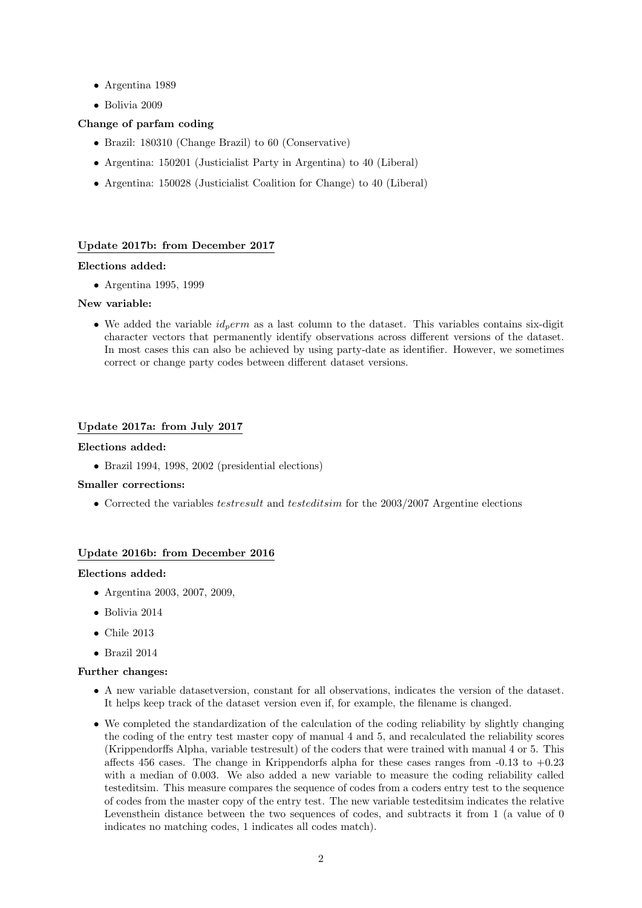- Argentina 1989
- Bolivia 2009

**Change of parfam coding**

- Brazil: 180310 (Change Brazil) to 60 (Conservative)
- Argentina: 150201 (Justicialist Party in Argentina) to 40 (Liberal)
- Argentina: 150028 (Justicialist Coalition for Change) to 40 (Liberal)

## Update 2017b: from December 2017

**Elections added:**

- Argentina 1995, 1999

**New variable:**

- We added the variable $id_perm$ as a last column to the dataset. This variables contains six-digit character vectors that permanently identify observations across different versions of the dataset. In most cases this can also be achieved by using party-date as identifier. However, we sometimes correct or change party codes between different dataset versions.

## Update 2017a: from July 2017

**Elections added:**

- Brazil 1994, 1998, 2002 (presidential elections)

**Smaller corrections:**

- Corrected the variables *testresult* and *testeditsim* for the 2003/2007 Argentine elections

## Update 2016b: from December 2016

**Elections added:**

- Argentina 2003, 2007, 2009,
- Bolivia 2014
- Chile 2013
- Brazil 2014

**Further changes:**

- A new variable datasetversion, constant for all observations, indicates the version of the dataset. It helps keep track of the dataset version even if, for example, the filename is changed.
- We completed the standardization of the calculation of the coding reliability by slightly changing the coding of the entry test master copy of manual 4 and 5, and recalculated the reliability scores (Krippendorffs Alpha, variable testresult) of the coders that were trained with manual 4 or 5. This affects 456 cases. The change in Krippendorfs alpha for these cases ranges from -0.13 to +0.23 with a median of 0.003. We also added a new variable to measure the coding reliability called testeditsim. This measure compares the sequence of codes from a coders entry test to the sequence of codes from the master copy of the entry test. The new variable testeditsim indicates the relative Levensthein distance between the two sequences of codes, and subtracts it from 1 (a value of 0 indicates no matching codes, 1 indicates all codes match).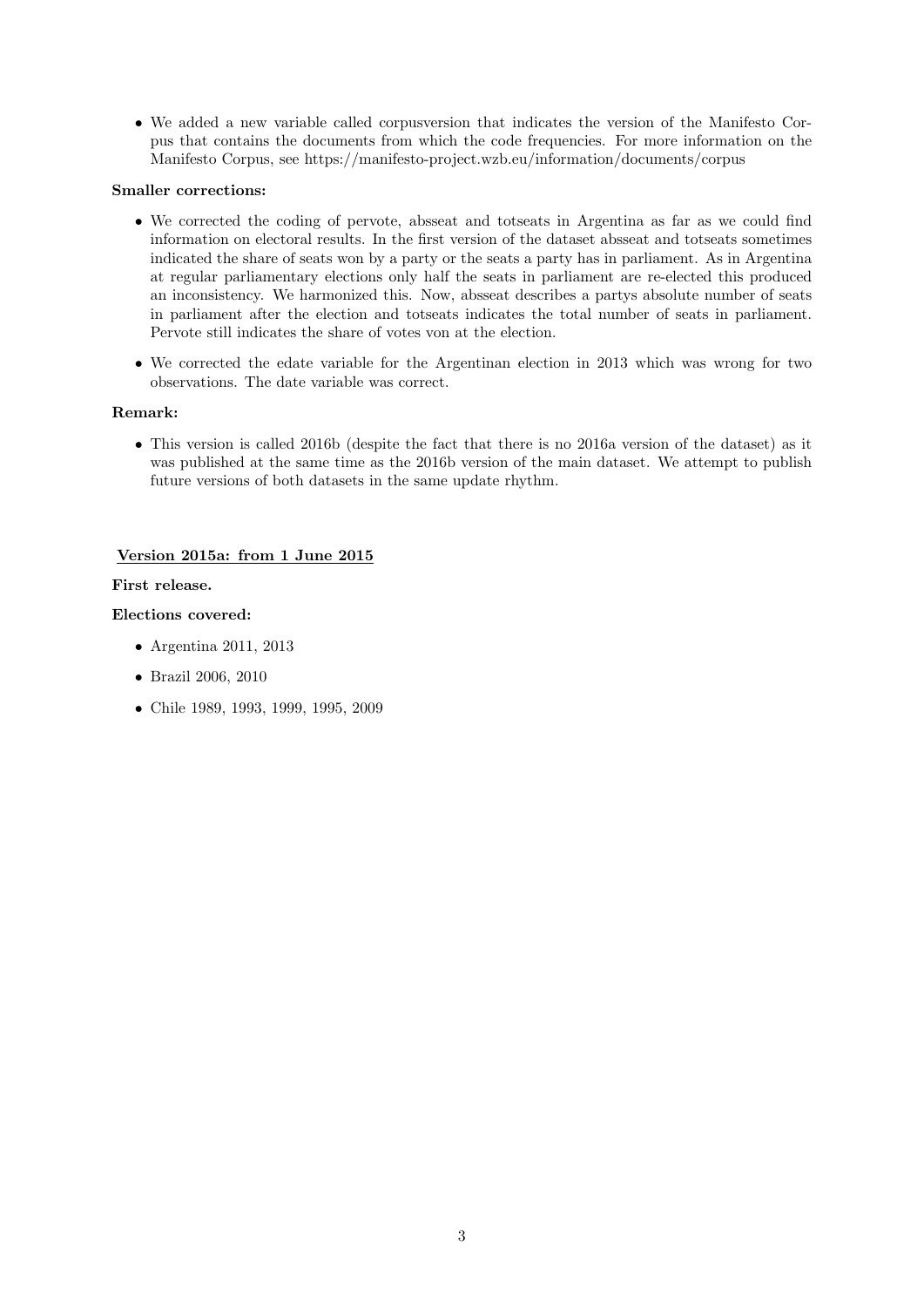- We added a new variable called corpusversion that indicates the version of the Manifesto Corpus that contains the documents from which the code frequencies. For more information on the Manifesto Corpus, see https://manifesto-project.wzb.eu/information/documents/corpus

**Smaller corrections:**

- We corrected the coding of pervote, absseat and totseats in Argentina as far as we could find information on electoral results. In the first version of the dataset absseat and totseats sometimes indicated the share of seats won by a party or the seats a party has in parliament. As in Argentina at regular parliamentary elections only half the seats in parliament are re-elected this produced an inconsistency. We harmonized this. Now, absseat describes a partys absolute number of seats in parliament after the election and totseats indicates the total number of seats in parliament. Pervote still indicates the share of votes von at the election.
- We corrected the edate variable for the Argentinan election in 2013 which was wrong for two observations. The date variable was correct.

**Remark:**

- This version is called 2016b (despite the fact that there is no 2016a version of the dataset) as it was published at the same time as the 2016b version of the main dataset. We attempt to publish future versions of both datasets in the same update rhythm.

## Version 2015a: from 1 June 2015

**First release.**

**Elections covered:**

- Argentina 2011, 2013
- Brazil 2006, 2010
- Chile 1989, 1993, 1999, 1995, 2009